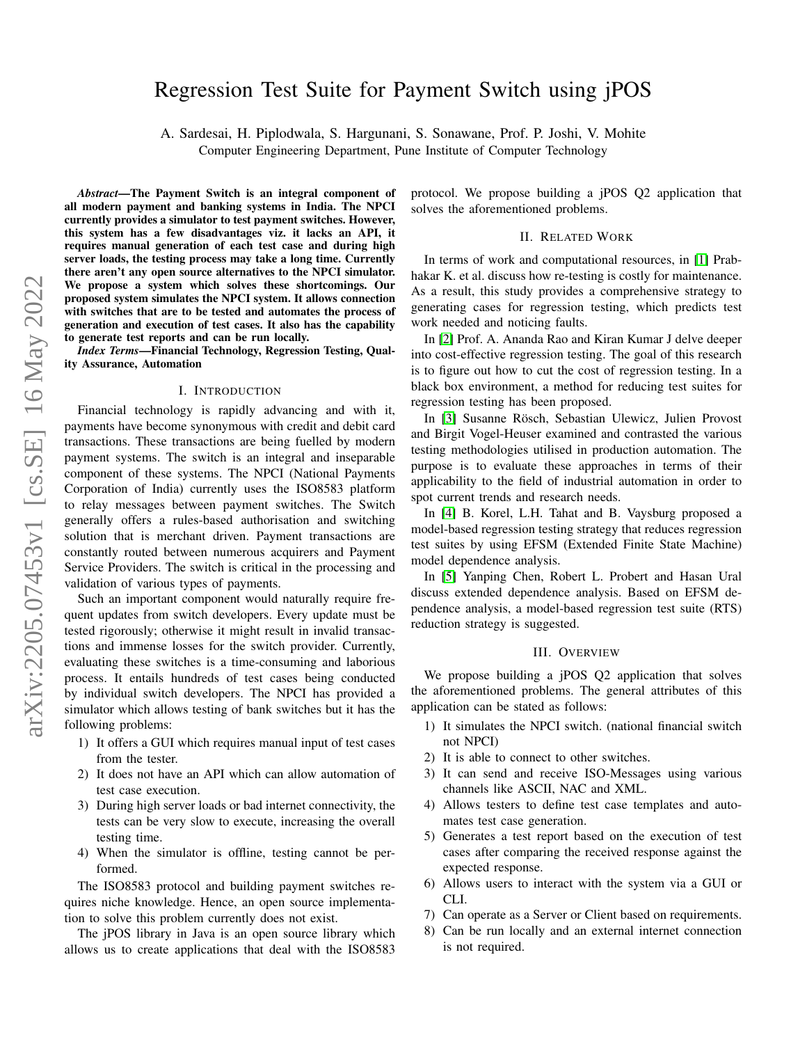# Regression Test Suite for Payment Switch using jPOS

A. Sardesai, H. Piplodwala, S. Hargunani, S. Sonawane, Prof. P. Joshi, V. Mohite
Computer Engineering Department, Pune Institute of Computer Technology

***Abstract*—The Payment Switch is an integral component of all modern payment and banking systems in India. The NPCI currently provides a simulator to test payment switches. However, this system has a few disadvantages viz. it lacks an API, it requires manual generation of each test case and during high server loads, the testing process may take a long time. Currently there aren't any open source alternatives to the NPCI simulator. We propose a system which solves these shortcomings. Our proposed system simulates the NPCI system. It allows connection with switches that are to be tested and automates the process of generation and execution of test cases. It also has the capability to generate test reports and can be run locally.**

***Index Terms*—Financial Technology, Regression Testing, Quality Assurance, Automation**

## I. Introduction

Financial technology is rapidly advancing and with it, payments have become synonymous with credit and debit card transactions. These transactions are being fuelled by modern payment systems. The switch is an integral and inseparable component of these systems. The NPCI (National Payments Corporation of India) currently uses the ISO8583 platform to relay messages between payment switches. The Switch generally offers a rules-based authorisation and switching solution that is merchant driven. Payment transactions are constantly routed between numerous acquirers and Payment Service Providers. The switch is critical in the processing and validation of various types of payments.

Such an important component would naturally require frequent updates from switch developers. Every update must be tested rigorously; otherwise it might result in invalid transactions and immense losses for the switch provider. Currently, evaluating these switches is a time-consuming and laborious process. It entails hundreds of test cases being conducted by individual switch developers. The NPCI has provided a simulator which allows testing of bank switches but it has the following problems:

1) It offers a GUI which requires manual input of test cases from the tester.
2) It does not have an API which can allow automation of test case execution.
3) During high server loads or bad internet connectivity, the tests can be very slow to execute, increasing the overall testing time.
4) When the simulator is offline, testing cannot be performed.

The ISO8583 protocol and building payment switches requires niche knowledge. Hence, an open source implementation to solve this problem currently does not exist.

The jPOS library in Java is an open source library which allows us to create applications that deal with the ISO8583 protocol. We propose building a jPOS Q2 application that solves the aforementioned problems.

## II. Related Work

In terms of work and computational resources, in [1] Prabhakar K. et al. discuss how re-testing is costly for maintenance. As a result, this study provides a comprehensive strategy to generating cases for regression testing, which predicts test work needed and noticing faults.

In [2] Prof. A. Ananda Rao and Kiran Kumar J delve deeper into cost-effective regression testing. The goal of this research is to figure out how to cut the cost of regression testing. In a black box environment, a method for reducing test suites for regression testing has been proposed.

In [3] Susanne Rösch, Sebastian Ulewicz, Julien Provost and Birgit Vogel-Heuser examined and contrasted the various testing methodologies utilised in production automation. The purpose is to evaluate these approaches in terms of their applicability to the field of industrial automation in order to spot current trends and research needs.

In [4] B. Korel, L.H. Tahat and B. Vaysburg proposed a model-based regression testing strategy that reduces regression test suites by using EFSM (Extended Finite State Machine) model dependence analysis.

In [5] Yanping Chen, Robert L. Probert and Hasan Ural discuss extended dependence analysis. Based on EFSM dependence analysis, a model-based regression test suite (RTS) reduction strategy is suggested.

## III. Overview

We propose building a jPOS Q2 application that solves the aforementioned problems. The general attributes of this application can be stated as follows:

1) It simulates the NPCI switch. (national financial switch not NPCI)
2) It is able to connect to other switches.
3) It can send and receive ISO-Messages using various channels like ASCII, NAC and XML.
4) Allows testers to define test case templates and automates test case generation.
5) Generates a test report based on the execution of test cases after comparing the received response against the expected response.
6) Allows users to interact with the system via a GUI or CLI.
7) Can operate as a Server or Client based on requirements.
8) Can be run locally and an external internet connection is not required.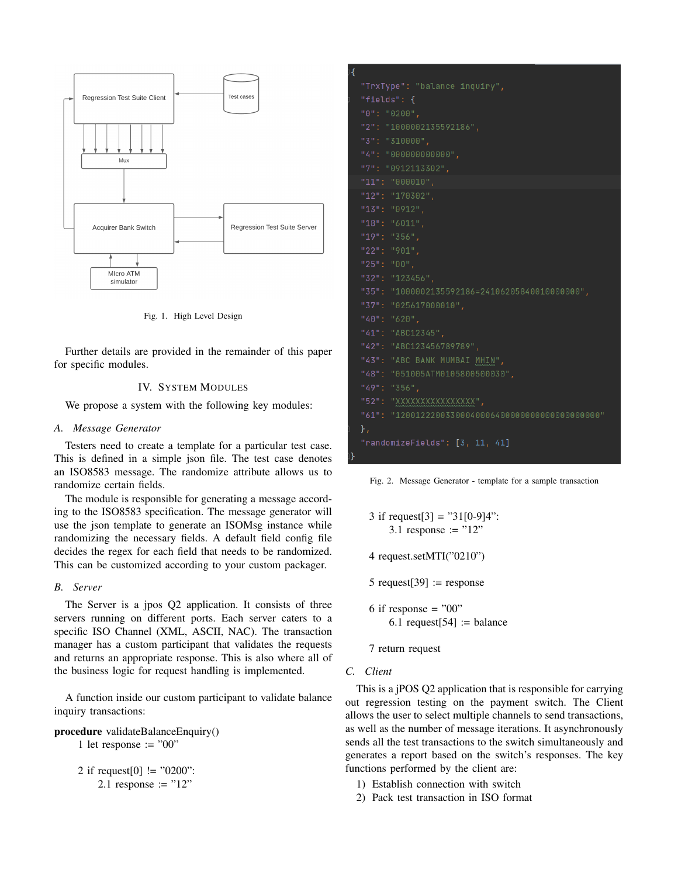Fig. 1. High Level Design

Further details are provided in the remainder of this paper for specific modules.

## IV. System Modules

We propose a system with the following key modules:

### A. Message Generator

Testers need to create a template for a particular test case. This is defined in a simple json file. The test case denotes an ISO8583 message. The randomize attribute allows us to randomize certain fields.

The module is responsible for generating a message according to the ISO8583 specification. The message generator will use the json template to generate an ISOMsg instance while randomizing the necessary fields. A default field config file decides the regex for each field that needs to be randomized. This can be customized according to your custom packager.

```
{
  "TrxType": "balance inquiry",
  "fields": {
  "0": "0200",
  "2": "1000002135592186",
  "3": "310000",
  "4": "000000000000",
  "7": "0912113302",
  "11": "000010",
  "12": "170302",
  "13": "0912",
  "18": "6011",
  "19": "356",
  "22": "901",
  "25": "00",
  "32": "123456",
  "35": "1000002135592186=24106205840010000000",
  "37": "025617000010",
  "40": "620",
  "41": "ABC12345",
  "42": "ABC123456789789",
  "43": "ABC BANK MUMBAI MHIN",
  "48": "051005ATM0105800500030",
  "49": "356",
  "52": "XXXXXXXXXXXXXXXX",
  "61": "12001222003300040006400000000000000000000"
  },
  "randomizeFields": [3, 11, 41]
}
```

Fig. 2. Message Generator - template for a sample transaction

### B. Server

The Server is a jpos Q2 application. It consists of three servers running on different ports. Each server caters to a specific ISO Channel (XML, ASCII, NAC). The transaction manager has a custom participant that validates the requests and returns an appropriate response. This is also where all of the business logic for request handling is implemented.

A function inside our custom participant to validate balance inquiry transactions:

**procedure** validateBalanceEnquiry()

1 let response := "00"

2 if request[0] != "0200":
    2.1 response := "12"

3 if request[3] = "31[0-9]4":
    3.1 response := "12"

4 request.setMTI("0210")

5 request[39] := response

6 if response = "00"
    6.1 request[54] := balance

7 return request

### C. Client

This is a jPOS Q2 application that is responsible for carrying out regression testing on the payment switch. The Client allows the user to select multiple channels to send transactions, as well as the number of message iterations. It asynchronously sends all the test transactions to the switch simultaneously and generates a report based on the switch's responses. The key functions performed by the client are:

1) Establish connection with switch
2) Pack test transaction in ISO format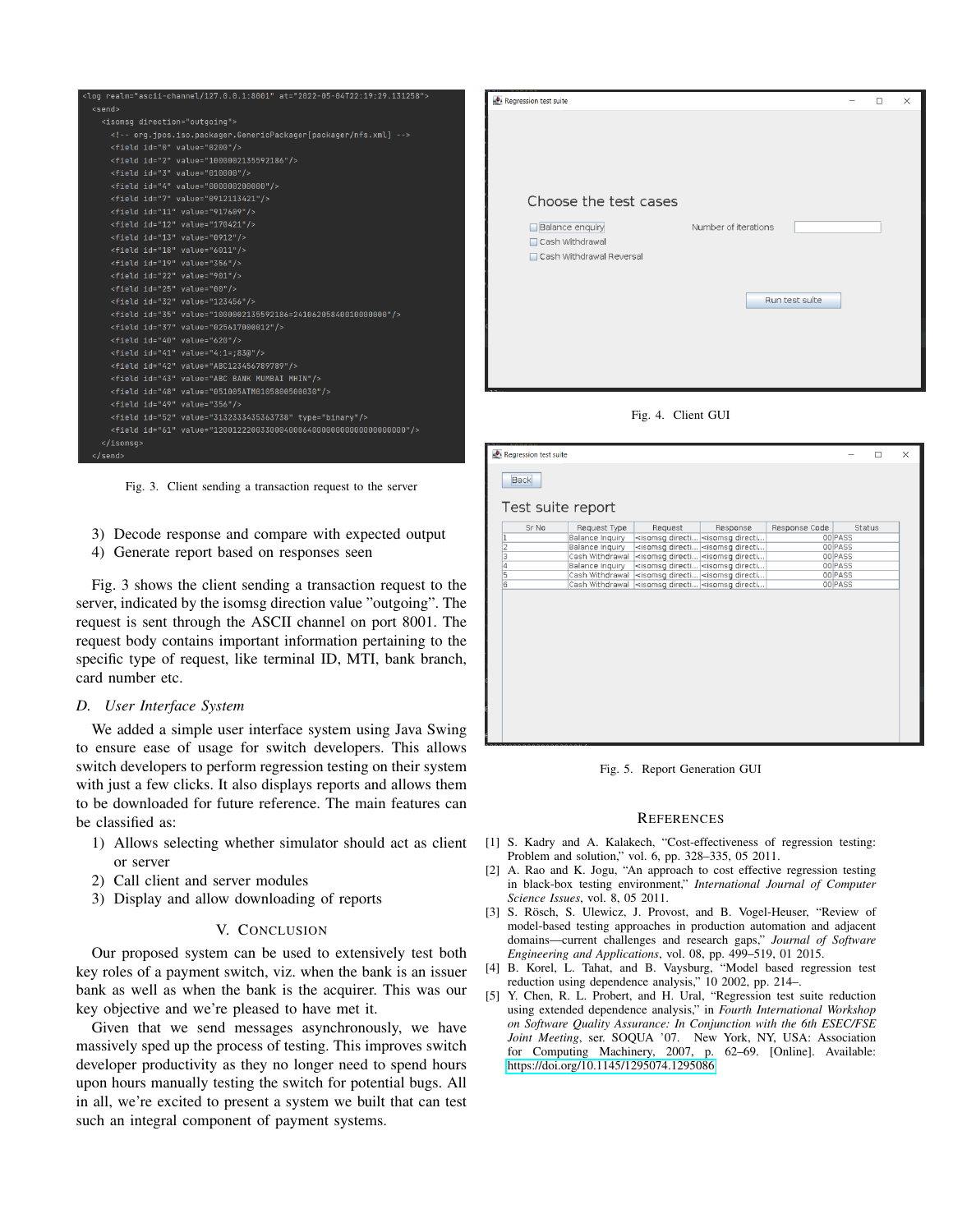```
<log realm="ascii-channel/127.0.0.1:8001" at="2022-05-04T22:19:29.131258">
  <send>
    <isomsg direction="outgoing">
      <!-- org.jpos.iso.packager.GenericPackager[packager/nfs.xml] -->
      <field id="0" value="0200"/>
      <field id="2" value="1000002135592186"/>
      <field id="3" value="010000"/>
      <field id="4" value="000000200000"/>
      <field id="7" value="0912113421"/>
      <field id="11" value="917609"/>
      <field id="12" value="170421"/>
      <field id="13" value="0912"/>
      <field id="18" value="6011"/>
      <field id="19" value="356"/>
      <field id="22" value="901"/>
      <field id="25" value="00"/>
      <field id="32" value="123456"/>
      <field id="35" value="1000002135592186=24106205840010000000"/>
      <field id="37" value="025617000012"/>
      <field id="40" value="620"/>
      <field id="41" value="4:1=;830"/>
      <field id="42" value="ABC123456789789"/>
      <field id="43" value="ABC BANK MUMBAI MHIN"/>
      <field id="48" value="051005ATM0105800500030"/>
      <field id="49" value="356"/>
      <field id="52" value="3132333435363738" type="binary"/>
      <field id="61" value="12001222003300040006400000000000000000000"/>
    </isomsg>
  </send>
```

Fig. 3. Client sending a transaction request to the server

3) Decode response and compare with expected output
4) Generate report based on responses seen

Fig. 3 shows the client sending a transaction request to the server, indicated by the isomsg direction value "outgoing". The request is sent through the ASCII channel on port 8001. The request body contains important information pertaining to the specific type of request, like terminal ID, MTI, bank branch, card number etc.

### D. User Interface System

We added a simple user interface system using Java Swing to ensure ease of usage for switch developers. This allows switch developers to perform regression testing on their system with just a few clicks. It also displays reports and allows them to be downloaded for future reference. The main features can be classified as:

1) Allows selecting whether simulator should act as client or server
2) Call client and server modules
3) Display and allow downloading of reports

## V. Conclusion

Our proposed system can be used to extensively test both key roles of a payment switch, viz. when the bank is an issuer bank as well as when the bank is the acquirer. This was our key objective and we're pleased to have met it.

Given that we send messages asynchronously, we have massively sped up the process of testing. This improves switch developer productivity as they no longer need to spend hours upon hours manually testing the switch for potential bugs. All in all, we're excited to present a system we built that can test such an integral component of payment systems.

Regression test suite

Choose the test cases

Balance enquiry

Cash Withdrawal

Cash Withdrawal Reversal

Number of iterations

Run test suite

Fig. 4. Client GUI

Regression test suite

Back

Test suite report

| Sr No | Request Type | Request | Response | Response Code | Status |
|---|---|---|---|---|---|
| 1 | Balance Inquiry | <isomsg directi... | <isomsg directi... | 00 | PASS |
| 2 | Balance Inquiry | <isomsg directi... | <isomsg directi... | 00 | PASS |
| 3 | Cash Withdrawal | <isomsg directi... | <isomsg directi... | 00 | PASS |
| 4 | Balance Inquiry | <isomsg directi... | <isomsg directi... | 00 | PASS |
| 5 | Cash Withdrawal | <isomsg directi... | <isomsg directi... | 00 | PASS |
| 6 | Cash Withdrawal | <isomsg directi... | <isomsg directi... | 00 | PASS |

Fig. 5. Report Generation GUI

## References

[1] S. Kadry and A. Kalakech, "Cost-effectiveness of regression testing: Problem and solution," vol. 6, pp. 328–335, 05 2011.

[2] A. Rao and K. Jogu, "An approach to cost effective regression testing in black-box testing environment," *International Journal of Computer Science Issues*, vol. 8, 05 2011.

[3] S. Rösch, S. Ulewicz, J. Provost, and B. Vogel-Heuser, "Review of model-based testing approaches in production automation and adjacent domains—current challenges and research gaps," *Journal of Software Engineering and Applications*, vol. 08, pp. 499–519, 01 2015.

[4] B. Korel, L. Tahat, and B. Vaysburg, "Model based regression test reduction using dependence analysis," 10 2002, pp. 214–.

[5] Y. Chen, R. L. Probert, and H. Ural, "Regression test suite reduction using extended dependence analysis," in *Fourth International Workshop on Software Quality Assurance: In Conjunction with the 6th ESEC/FSE Joint Meeting*, ser. SOQUA '07. New York, NY, USA: Association for Computing Machinery, 2007, p. 62–69. [Online]. Available: https://doi.org/10.1145/1295074.1295086